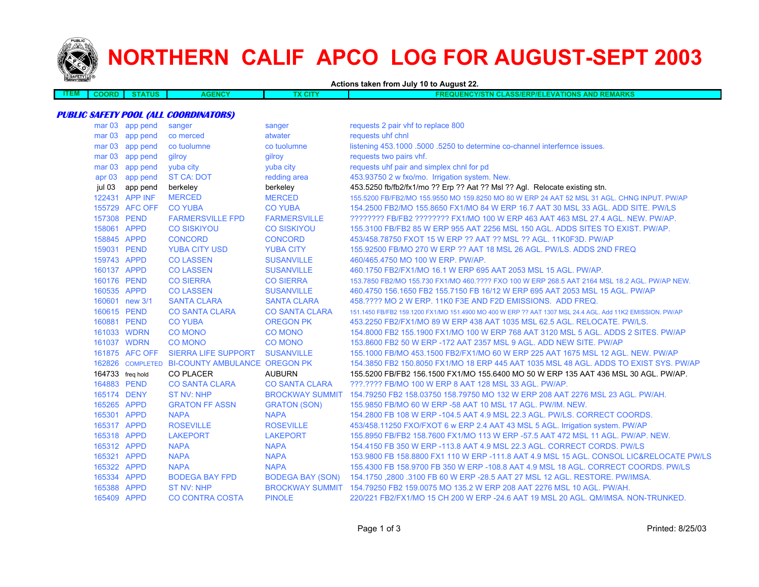# NORTHERN CALIF APCO LOG FOR AUGUST-SEPT 2003

**Actions taken from July 10 to August 22.**

| ITEM | COORD | STATUS | AGENCY | TX CITY | FREQUENCY/STN CLASS/ERP/ELEVATIONS AND REMARKS |
|---|---|---|---|---|---|

***PUBLIC SAFETY POOL (ALL COORDINATORS)***

| ITEM | COORD | STATUS | AGENCY | TX CITY | FREQUENCY/STN CLASS/ERP/ELEVATIONS AND REMARKS |
|---|---|---|---|---|---|
| | mar 03 | app pend | sanger | sanger | requests 2 pair vhf to replace 800 |
| | mar 03 | app pend | co merced | atwater | requests uhf chnl |
| | mar 03 | app pend | co tuolumne | co tuolumne | listening 453.1000 .5000 .5250 to determine co-channel interfernce issues. |
| | mar 03 | app pend | gilroy | gilroy | requests two pairs vhf. |
| | mar 03 | app pend | yuba city | yuba city | requests uhf pair and simplex chnl for pd |
| | apr 03 | app pend | ST CA: DOT | redding area | 453.93750 2 w fxo/mo. Irrigation system. New. |
| | jul 03 | app pend | berkeley | berkeley | 453.5250 fb/fb2/fx1/mo ?? Erp ?? Aat ?? Msl ?? Agl. Relocate existing stn. |
| | 122431 | APP INF | MERCED | MERCED | 155.5200 FB/FB2/MO 155.9550 MO 159.8250 MO 80 W ERP 24 AAT 52 MSL 31 AGL. CHNG INPUT. PW/AP |
| | 155729 | AFC OFF | CO YUBA | CO YUBA | 154.2500 FB2/MO 155.8650 FX1/MO 84 W ERP 16.7 AAT 30 MSL 33 AGL. ADD SITE. PW/LS |
| | 157308 | PEND | FARMERSVILLE FPD | FARMERSVILLE | ???????? FB/FB2 ???????? FX1/MO 100 W ERP 463 AAT 463 MSL 27.4 AGL. NEW. PW/AP. |
| | 158061 | APPD | CO SISKIYOU | CO SISKIYOU | 155.3100 FB/FB2 85 W ERP 955 AAT 2256 MSL 150 AGL. ADDS SITES TO EXIST. PW/AP. |
| | 158845 | APPD | CONCORD | CONCORD | 453/458.78750 FXOT 15 W ERP ?? AAT ?? MSL ?? AGL. 11K0F3D. PW/AP |
| | 159031 | PEND | YUBA CITY USD | YUBA CITY | 155.92500 FB/MO 270 W ERP ?? AAT 18 MSL 26 AGL. PW/LS. ADDS 2ND FREQ |
| | 159743 | APPD | CO LASSEN | SUSANVILLE | 460/465.4750 MO 100 W ERP. PW/AP. |
| | 160137 | APPD | CO LASSEN | SUSANVILLE | 460.1750 FB2/FX1/MO 16.1 W ERP 695 AAT 2053 MSL 15 AGL. PW/AP. |
| | 160176 | PEND | CO SIERRA | CO SIERRA | 153.7850 FB2/MO 155.730 FX1/MO 460.???? FXO 100 W ERP 268.5 AAT 2164 MSL 18.2 AGL. PW/AP NEW. |
| | 160535 | APPD | CO LASSEN | SUSANVILLE | 460.4750 156.1650 FB2 155.7150 FB 16/12 W ERP 695 AAT 2053 MSL 15 AGL. PW/AP |
| | 160601 | new 3/1 | SANTA CLARA | SANTA CLARA | 458.???? MO 2 W ERP. 11K0 F3E AND F2D EMISSIONS. ADD FREQ. |
| | 160615 | PEND | CO SANTA CLARA | CO SANTA CLARA | 151.1450 FB/FB2 159.1200 FX1/MO 151.4900 MO 400 W ERP ?? AAT 1307 MSL 24.4 AGL. Add 11K2 EMISSION. PW/AP |
| | 160881 | PEND | CO YUBA | OREGON PK | 453.2250 FB2/FX1/MO 89 W ERP 438 AAT 1035 MSL 62.5 AGL. RELOCATE. PW/LS. |
| | 161033 | WDRN | CO MONO | CO MONO | 154.8000 FB2 155.1900 FX1/MO 100 W ERP 768 AAT 3120 MSL 5 AGL. ADDS 2 SITES. PW/AP |
| | 161037 | WDRN | CO MONO | CO MONO | 153.8600 FB2 50 W ERP -172 AAT 2357 MSL 9 AGL. ADD NEW SITE. PW/AP |
| | 161875 | AFC OFF | SIERRA LIFE SUPPORT | SUSANVILLE | 155.1000 FB/MO 453.1500 FB2/FX1/MO 60 W ERP 225 AAT 1675 MSL 12 AGL. NEW. PW/AP |
| | 162826 | COMPLETED | BI-COUNTY AMBULANCE | OREGON PK | 154.3850 FB2 150.8050 FX1/MO 18 ERP 445 AAT 1035 MSL 48 AGL. ADDS TO EXIST SYS. PW/AP |
| | 164733 | freq hold | CO PLACER | AUBURN | 155.5200 FB/FB2 156.1500 FX1/MO 155.6400 MO 50 W ERP 135 AAT 436 MSL 30 AGL. PW/AP. |
| | 164883 | PEND | CO SANTA CLARA | CO SANTA CLARA | ???.???? FB/MO 100 W ERP 8 AAT 128 MSL 33 AGL. PW/AP. |
| | 165174 | DENY | ST NV: NHP | BROCKWAY SUMMIT | 154.79250 FB2 158.03750 158.79750 MO 132 W ERP 208 AAT 2276 MSL 23 AGL. PW/AH. |
| | 165265 | APPD | GRATON FF ASSN | GRATON (SON) | 155.9850 FB/MO 60 W ERP -58 AAT 10 MSL 17 AGL. PW/IM. NEW. |
| | 165301 | APPD | NAPA | NAPA | 154.2800 FB 108 W ERP -104.5 AAT 4.9 MSL 22.3 AGL. PW/LS. CORRECT COORDS. |
| | 165317 | APPD | ROSEVILLE | ROSEVILLE | 453/458.11250 FXO/FXOT 6 w ERP 2.4 AAT 43 MSL 5 AGL. Irrigation system. PW/AP |
| | 165318 | APPD | LAKEPORT | LAKEPORT | 155.8950 FB/FB2 158.7600 FX1/MO 113 W ERP -57.5 AAT 472 MSL 11 AGL. PW/AP. NEW. |
| | 165312 | APPD | NAPA | NAPA | 154.4150 FB 350 W ERP -113.8 AAT 4.9 MSL 22.3 AGL. CORRECT CORDS. PW/LS |
| | 165321 | APPD | NAPA | NAPA | 153.9800 FB 158.8800 FX1 110 W ERP -111.8 AAT 4.9 MSL 15 AGL. CONSOL LIC&RELOCATE PW/LS |
| | 165322 | APPD | NAPA | NAPA | 155.4300 FB 158.9700 FB 350 W ERP -108.8 AAT 4.9 MSL 18 AGL. CORRECT COORDS. PW/LS |
| | 165334 | APPD | BODEGA BAY FPD | BODEGA BAY (SON) | 154.1750 ,2800 .3100 FB 60 W ERP -28.5 AAT 27 MSL 12 AGL. RESTORE. PW/IMSA. |
| | 165388 | APPD | ST NV: NHP | BROCKWAY SUMMIT | 154.79250 FB2 159.0075 MO 135.2 W ERP 208 AAT 2276 MSL 10 AGL. PW/AH. |
| | 165409 | APPD | CO CONTRA COSTA | PINOLE | 220/221 FB2/FX1/MO 15 CH 200 W ERP -24.6 AAT 19 MSL 20 AGL. QM/IMSA. NON-TRUNKED. |

Printed: 8/25/03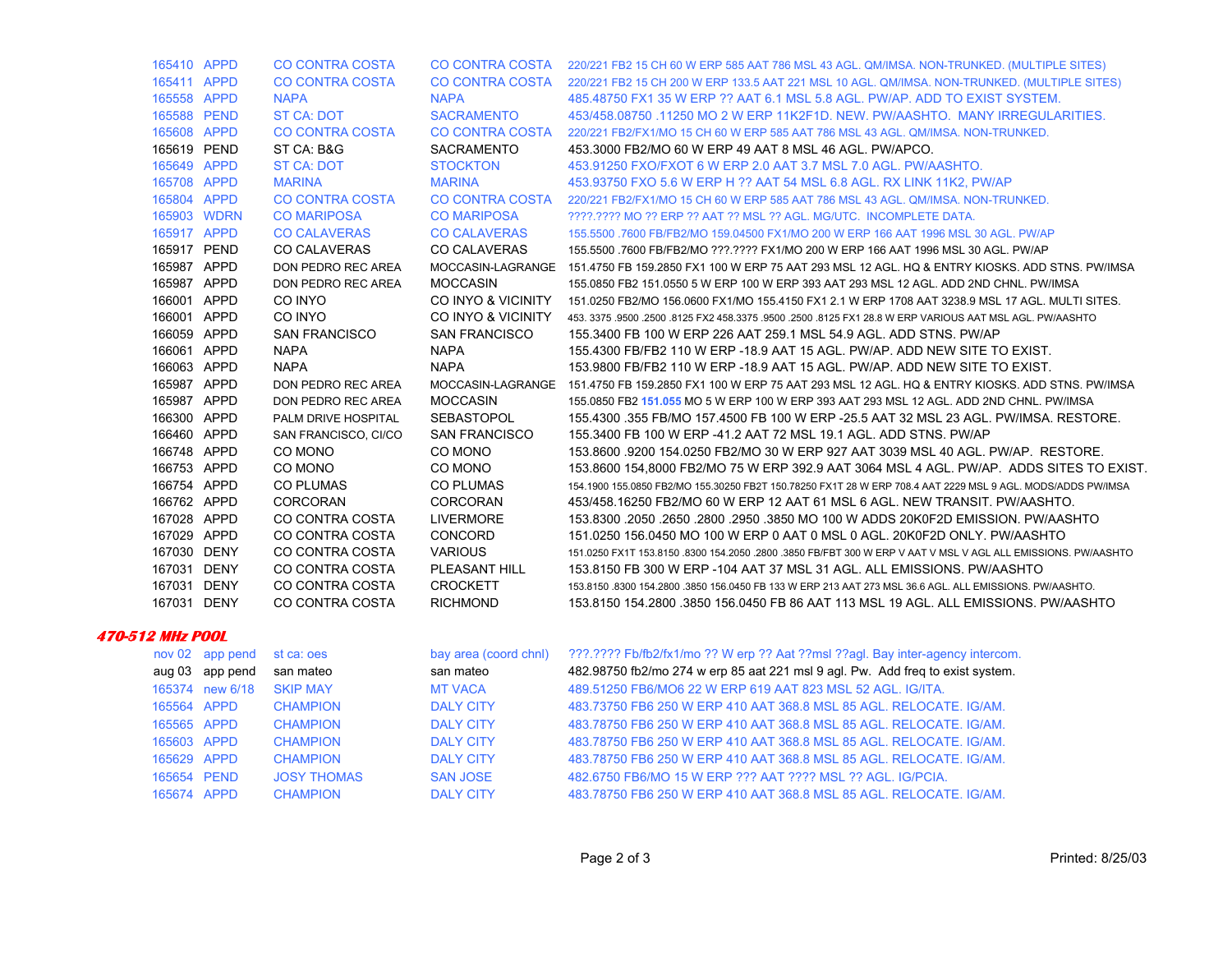| | | | | |
|---|---|---|---|---|
| 165410 | APPD | CO CONTRA COSTA | CO CONTRA COSTA | 220/221 FB2 15 CH 60 W ERP 585 AAT 786 MSL 43 AGL. QM/IMSA. NON-TRUNKED. (MULTIPLE SITES) |
| 165411 | APPD | CO CONTRA COSTA | CO CONTRA COSTA | 220/221 FB2 15 CH 200 W ERP 133.5 AAT 221 MSL 10 AGL. QM/IMSA. NON-TRUNKED. (MULTIPLE SITES) |
| 165558 | APPD | NAPA | NAPA | 485.48750 FX1 35 W ERP ?? AAT 6.1 MSL 5.8 AGL. PW/AP. ADD TO EXIST SYSTEM. |
| 165588 | PEND | ST CA: DOT | SACRAMENTO | 453/458.08750 .11250 MO 2 W ERP 11K2F1D. NEW. PW/AASHTO. MANY IRREGULARITIES. |
| 165608 | APPD | CO CONTRA COSTA | CO CONTRA COSTA | 220/221 FB2/FX1/MO 15 CH 60 W ERP 585 AAT 786 MSL 43 AGL. QM/IMSA. NON-TRUNKED. |
| 165619 | PEND | ST CA: B&G | SACRAMENTO | 453.3000 FB2/MO 60 W ERP 49 AAT 8 MSL 46 AGL. PW/APCO. |
| 165649 | APPD | ST CA: DOT | STOCKTON | 453.91250 FXO/FXOT 6 W ERP 2.0 AAT 3.7 MSL 7.0 AGL. PW/AASHTO. |
| 165708 | APPD | MARINA | MARINA | 453.93750 FXO 5.6 W ERP H ?? AAT 54 MSL 6.8 AGL. RX LINK 11K2, PW/AP |
| 165804 | APPD | CO CONTRA COSTA | CO CONTRA COSTA | 220/221 FB2/FX1/MO 15 CH 60 W ERP 585 AAT 786 MSL 43 AGL. QM/IMSA. NON-TRUNKED. |
| 165903 | WDRN | CO MARIPOSA | CO MARIPOSA | ????.???? MO ?? ERP ?? AAT ?? MSL ?? AGL. MG/UTC. INCOMPLETE DATA. |
| 165917 | APPD | CO CALAVERAS | CO CALAVERAS | 155.5500 .7600 FB/FB2/MO 159.04500 FX1/MO 200 W ERP 166 AAT 1996 MSL 30 AGL. PW/AP |
| 165917 | PEND | CO CALAVERAS | CO CALAVERAS | 155.5500 .7600 FB/FB2/MO ???.???? FX1/MO 200 W ERP 166 AAT 1996 MSL 30 AGL. PW/AP |
| 165987 | APPD | DON PEDRO REC AREA | MOCCASIN-LAGRANGE | 151.4750 FB 159.2850 FX1 100 W ERP 75 AAT 293 MSL 12 AGL. HQ & ENTRY KIOSKS. ADD STNS. PW/IMSA |
| 165987 | APPD | DON PEDRO REC AREA | MOCCASIN | 155.0850 FB2 151.0550 5 W ERP 100 W ERP 393 AAT 293 MSL 12 AGL. ADD 2ND CHNL. PW/IMSA |
| 166001 | APPD | CO INYO | CO INYO & VICINITY | 151.0250 FB2/MO 156.0600 FX1/MO 155.4150 FX1 2.1 W ERP 1708 AAT 3238.9 MSL 17 AGL. MULTI SITES. |
| 166001 | APPD | CO INYO | CO INYO & VICINITY | 453. 3375 .9500 .2500 .8125 FX2 458.3375 .9500 .2500 .8125 FX1 28.8 W ERP VARIOUS AAT MSL AGL. PW/AASHTO |
| 166059 | APPD | SAN FRANCISCO | SAN FRANCISCO | 155.3400 FB 100 W ERP 226 AAT 259.1 MSL 54.9 AGL. ADD STNS. PW/AP |
| 166061 | APPD | NAPA | NAPA | 155.4300 FB/FB2 110 W ERP -18.9 AAT 15 AGL. PW/AP. ADD NEW SITE TO EXIST. |
| 166063 | APPD | NAPA | NAPA | 153.9800 FB/FB2 110 W ERP -18.9 AAT 15 AGL. PW/AP. ADD NEW SITE TO EXIST. |
| 165987 | APPD | DON PEDRO REC AREA | MOCCASIN-LAGRANGE | 151.4750 FB 159.2850 FX1 100 W ERP 75 AAT 293 MSL 12 AGL. HQ & ENTRY KIOSKS. ADD STNS. PW/IMSA |
| 165987 | APPD | DON PEDRO REC AREA | MOCCASIN | 155.0850 FB2 **151.055** MO 5 W ERP 100 W ERP 393 AAT 293 MSL 12 AGL. ADD 2ND CHNL. PW/IMSA |
| 166300 | APPD | PALM DRIVE HOSPITAL | SEBASTOPOL | 155.4300 .355 FB/MO 157.4500 FB 100 W ERP -25.5 AAT 32 MSL 23 AGL. PW/IMSA. RESTORE. |
| 166460 | APPD | SAN FRANCISCO, CI/CO | SAN FRANCISCO | 155.3400 FB 100 W ERP -41.2 AAT 72 MSL 19.1 AGL. ADD STNS. PW/AP |
| 166748 | APPD | CO MONO | CO MONO | 153.8600 .9200 154.0250 FB2/MO 30 W ERP 927 AAT 3039 MSL 40 AGL. PW/AP. RESTORE. |
| 166753 | APPD | CO MONO | CO MONO | 153.8600 154,8000 FB2/MO 75 W ERP 392.9 AAT 3064 MSL 4 AGL. PW/AP. ADDS SITES TO EXIST. |
| 166754 | APPD | CO PLUMAS | CO PLUMAS | 154.1900 155.0850 FB2/MO 155.30250 FB2T 150.78250 FX1T 28 W ERP 708.4 AAT 2229 MSL 9 AGL. MODS/ADDS PW/IMSA |
| 166762 | APPD | CORCORAN | CORCORAN | 453/458.16250 FB2/MO 60 W ERP 12 AAT 61 MSL 6 AGL. NEW TRANSIT. PW/AASHTO. |
| 167028 | APPD | CO CONTRA COSTA | LIVERMORE | 153.8300 .2050 .2650 .2800 .2950 .3850 MO 100 W ADDS 20K0F2D EMISSION. PW/AASHTO |
| 167029 | APPD | CO CONTRA COSTA | CONCORD | 151.0250 156.0450 MO 100 W ERP 0 AAT 0 MSL 0 AGL. 20K0F2D ONLY. PW/AASHTO |
| 167030 | DENY | CO CONTRA COSTA | VARIOUS | 151.0250 FX1T 153.8150 .8300 154.2050 .2800 .3850 FB/FBT 300 W ERP V AAT V MSL V AGL ALL EMISSIONS. PW/AASHTO |
| 167031 | DENY | CO CONTRA COSTA | PLEASANT HILL | 153.8150 FB 300 W ERP -104 AAT 37 MSL 31 AGL. ALL EMISSIONS. PW/AASHTO |
| 167031 | DENY | CO CONTRA COSTA | CROCKETT | 153.8150 .8300 154.2800 .3850 156.0450 FB 133 W ERP 213 AAT 273 MSL 36.6 AGL. ALL EMISSIONS. PW/AASHTO. |
| 167031 | DENY | CO CONTRA COSTA | RICHMOND | 153.8150 154.2800 .3850 156.0450 FB 86 AAT 113 MSL 19 AGL. ALL EMISSIONS. PW/AASHTO |

### *470-512 MHz POOL*

| | | | | |
|---|---|---|---|---|
| nov 02 | app pend | st ca: oes | bay area (coord chnl) | ???.???? Fb/fb2/fx1/mo ?? W erp ?? Aat ??msl ??agl. Bay inter-agency intercom. |
| aug 03 | app pend | san mateo | san mateo | 482.98750 fb2/mo 274 w erp 85 aat 221 msl 9 agl. Pw. Add freq to exist system. |
| 165374 | new 6/18 | SKIP MAY | MT VACA | 489.51250 FB6/MO6 22 W ERP 619 AAT 823 MSL 52 AGL. IG/ITA. |
| 165564 | APPD | CHAMPION | DALY CITY | 483.73750 FB6 250 W ERP 410 AAT 368.8 MSL 85 AGL. RELOCATE. IG/AM. |
| 165565 | APPD | CHAMPION | DALY CITY | 483.78750 FB6 250 W ERP 410 AAT 368.8 MSL 85 AGL. RELOCATE. IG/AM. |
| 165603 | APPD | CHAMPION | DALY CITY | 483.78750 FB6 250 W ERP 410 AAT 368.8 MSL 85 AGL. RELOCATE. IG/AM. |
| 165629 | APPD | CHAMPION | DALY CITY | 483.78750 FB6 250 W ERP 410 AAT 368.8 MSL 85 AGL. RELOCATE. IG/AM. |
| 165654 | PEND | JOSY THOMAS | SAN JOSE | 482.6750 FB6/MO 15 W ERP ??? AAT ???? MSL ?? AGL. IG/PCIA. |
| 165674 | APPD | CHAMPION | DALY CITY | 483.78750 FB6 250 W ERP 410 AAT 368.8 MSL 85 AGL. RELOCATE. IG/AM. |

Printed: 8/25/03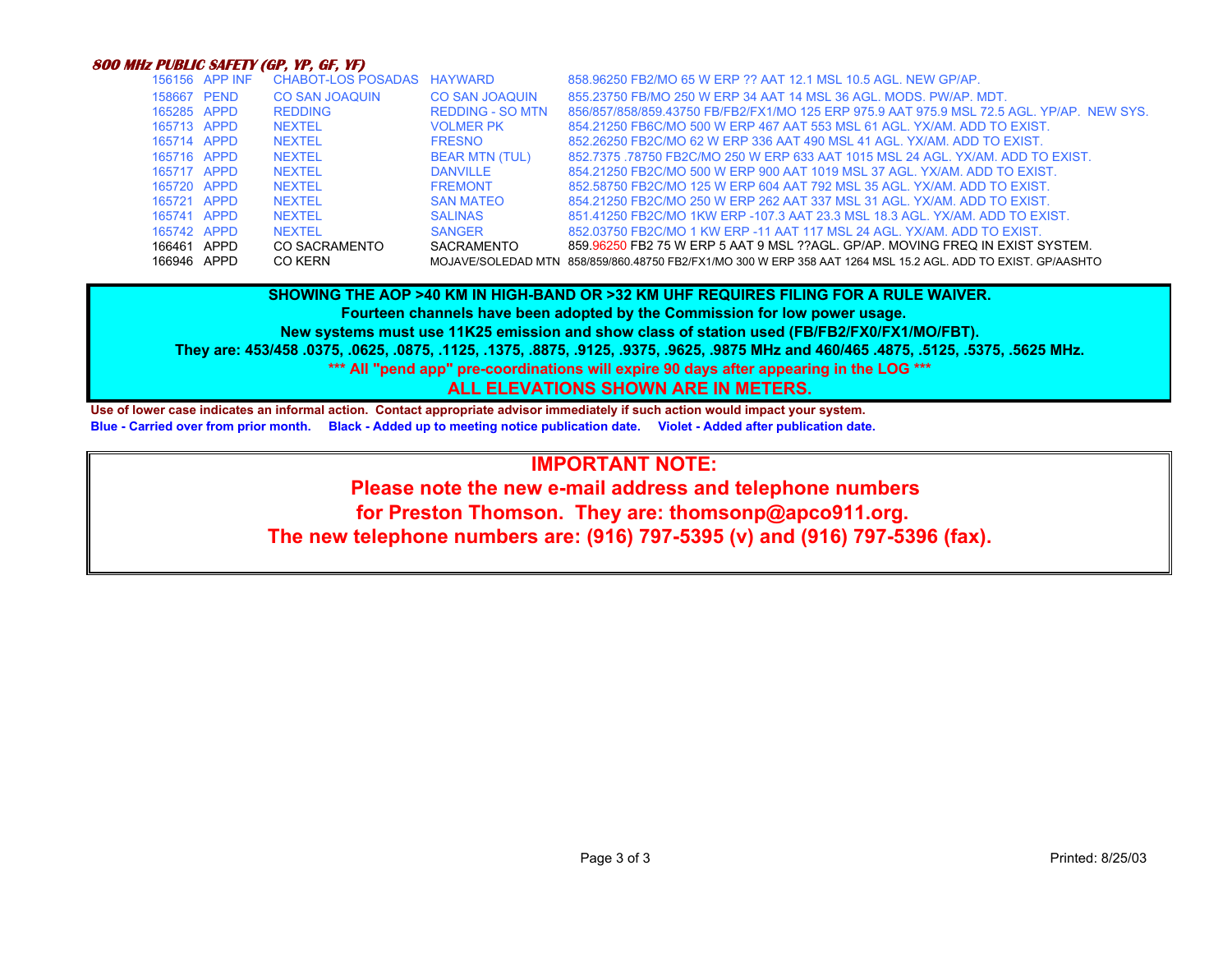### *800 MHz PUBLIC SAFETY (GP, YP, GF, YF)*

| | | | | |
|---|---|---|---|---|
| 156156 | APP INF | CHABOT-LOS POSADAS | HAYWARD | 858.96250 FB2/MO 65 W ERP ?? AAT 12.1 MSL 10.5 AGL. NEW GP/AP. |
| 158667 | PEND | CO SAN JOAQUIN | CO SAN JOAQUIN | 855.23750 FB/MO 250 W ERP 34 AAT 14 MSL 36 AGL. MODS. PW/AP. MDT. |
| 165285 | APPD | REDDING | REDDING - SO MTN | 856/857/858/859.43750 FB/FB2/FX1/MO 125 ERP 975.9 AAT 975.9 MSL 72.5 AGL. YP/AP. NEW SYS. |
| 165713 | APPD | NEXTEL | VOLMER PK | 854.21250 FB6C/MO 500 W ERP 467 AAT 553 MSL 61 AGL. YX/AM. ADD TO EXIST. |
| 165714 | APPD | NEXTEL | FRESNO | 852.26250 FB2C/MO 62 W ERP 336 AAT 490 MSL 41 AGL. YX/AM. ADD TO EXIST. |
| 165716 | APPD | NEXTEL | BEAR MTN (TUL) | 852.7375 .78750 FB2C/MO 250 W ERP 633 AAT 1015 MSL 24 AGL. YX/AM. ADD TO EXIST. |
| 165717 | APPD | NEXTEL | DANVILLE | 854.21250 FB2C/MO 500 W ERP 900 AAT 1019 MSL 37 AGL. YX/AM. ADD TO EXIST. |
| 165720 | APPD | NEXTEL | FREMONT | 852.58750 FB2C/MO 125 W ERP 604 AAT 792 MSL 35 AGL. YX/AM. ADD TO EXIST. |
| 165721 | APPD | NEXTEL | SAN MATEO | 854.21250 FB2C/MO 250 W ERP 262 AAT 337 MSL 31 AGL. YX/AM. ADD TO EXIST. |
| 165741 | APPD | NEXTEL | SALINAS | 851.41250 FB2C/MO 1KW ERP -107.3 AAT 23.3 MSL 18.3 AGL. YX/AM. ADD TO EXIST. |
| 165742 | APPD | NEXTEL | SANGER | 852.03750 FB2C/MO 1 KW ERP -11 AAT 117 MSL 24 AGL. YX/AM. ADD TO EXIST. |
| 166461 | APPD | CO SACRAMENTO | SACRAMENTO | 859.96250 FB2 75 W ERP 5 AAT 9 MSL ??AGL. GP/AP. MOVING FREQ IN EXIST SYSTEM. |
| 166946 | APPD | CO KERN | MOJAVE/SOLEDAD MTN | 858/859/860.48750 FB2/FX1/MO 300 W ERP 358 AAT 1264 MSL 15.2 AGL. ADD TO EXIST. GP/AASHTO |

**SHOWING THE AOP >40 KM IN HIGH-BAND OR >32 KM UHF REQUIRES FILING FOR A RULE WAIVER.**

**Fourteen channels have been adopted by the Commission for low power usage.**

**New systems must use 11K25 emission and show class of station used (FB/FB2/FX0/FX1/MO/FBT).**

**They are: 453/458 .0375, .0625, .0875, .1125, .1375, .8875, .9125, .9375, .9625, .9875 MHz and 460/465 .4875, .5125, .5375, .5625 MHz.**

**\*\*\* All "pend app" pre-coordinations will expire 90 days after appearing in the LOG \*\*\***

**ALL ELEVATIONS SHOWN ARE IN METERS.**

**Use of lower case indicates an informal action. Contact appropriate advisor immediately if such action would impact your system.**

**Blue - Carried over from prior month. Black - Added up to meeting notice publication date. Violet - Added after publication date.**

## IMPORTANT NOTE:

**Please note the new e-mail address and telephone numbers for Preston Thomson. They are: thomsonp@apco911.org.**

**The new telephone numbers are: (916) 797-5395 (v) and (916) 797-5396 (fax).**

Printed: 8/25/03